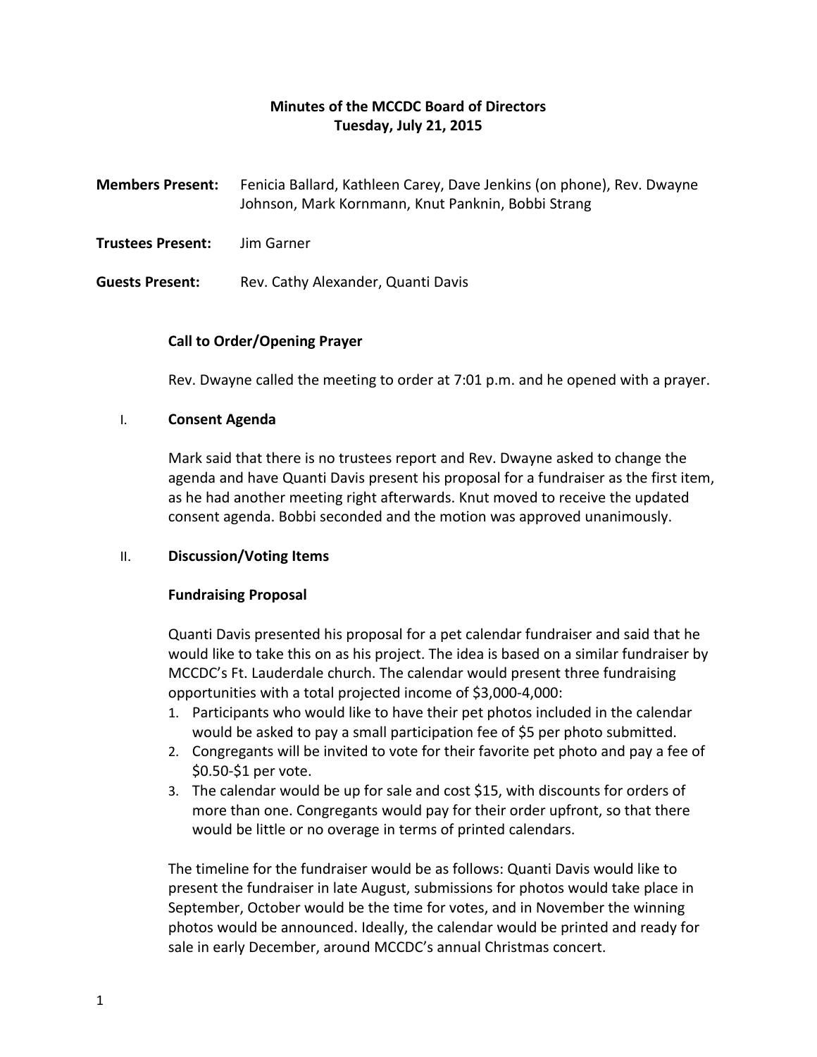# Minutes of the MCCDC Board of Directors
## Tuesday, July 21, 2015

**Members Present:** Fenicia Ballard, Kathleen Carey, Dave Jenkins (on phone), Rev. Dwayne Johnson, Mark Kornmann, Knut Panknin, Bobbi Strang

**Trustees Present:** Jim Garner

**Guests Present:** Rev. Cathy Alexander, Quanti Davis

### Call to Order/Opening Prayer

Rev. Dwayne called the meeting to order at 7:01 p.m. and he opened with a prayer.

### I. Consent Agenda

Mark said that there is no trustees report and Rev. Dwayne asked to change the agenda and have Quanti Davis present his proposal for a fundraiser as the first item, as he had another meeting right afterwards. Knut moved to receive the updated consent agenda. Bobbi seconded and the motion was approved unanimously.

### II. Discussion/Voting Items

#### Fundraising Proposal

Quanti Davis presented his proposal for a pet calendar fundraiser and said that he would like to take this on as his project. The idea is based on a similar fundraiser by MCCDC's Ft. Lauderdale church. The calendar would present three fundraising opportunities with a total projected income of $3,000-4,000:

1. Participants who would like to have their pet photos included in the calendar would be asked to pay a small participation fee of $5 per photo submitted.
2. Congregants will be invited to vote for their favorite pet photo and pay a fee of $0.50-$1 per vote.
3. The calendar would be up for sale and cost $15, with discounts for orders of more than one. Congregants would pay for their order upfront, so that there would be little or no overage in terms of printed calendars.

The timeline for the fundraiser would be as follows: Quanti Davis would like to present the fundraiser in late August, submissions for photos would take place in September, October would be the time for votes, and in November the winning photos would be announced. Ideally, the calendar would be printed and ready for sale in early December, around MCCDC's annual Christmas concert.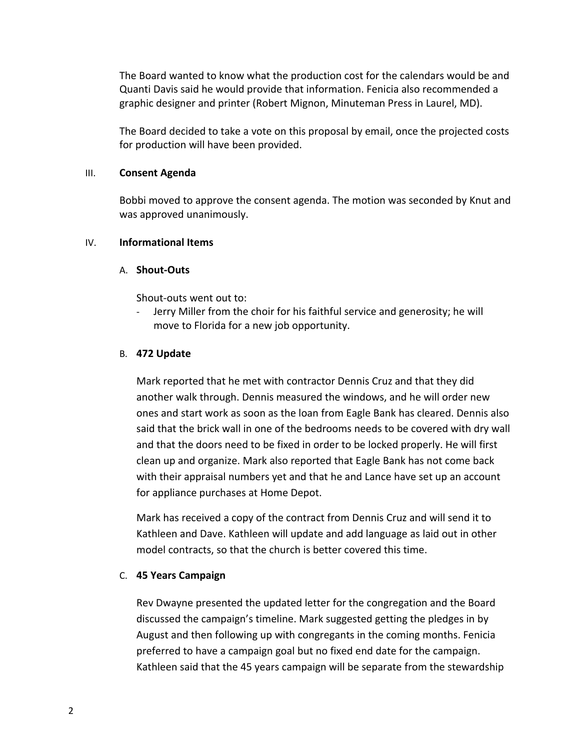The Board wanted to know what the production cost for the calendars would be and Quanti Davis said he would provide that information. Fenicia also recommended a graphic designer and printer (Robert Mignon, Minuteman Press in Laurel, MD).

The Board decided to take a vote on this proposal by email, once the projected costs for production will have been provided.

## III. **Consent Agenda**

Bobbi moved to approve the consent agenda. The motion was seconded by Knut and was approved unanimously.

## IV. **Informational Items**

### A. **Shout-Outs**

Shout-outs went out to:

- Jerry Miller from the choir for his faithful service and generosity; he will move to Florida for a new job opportunity.

### B. **472 Update**

Mark reported that he met with contractor Dennis Cruz and that they did another walk through. Dennis measured the windows, and he will order new ones and start work as soon as the loan from Eagle Bank has cleared. Dennis also said that the brick wall in one of the bedrooms needs to be covered with dry wall and that the doors need to be fixed in order to be locked properly. He will first clean up and organize. Mark also reported that Eagle Bank has not come back with their appraisal numbers yet and that he and Lance have set up an account for appliance purchases at Home Depot.

Mark has received a copy of the contract from Dennis Cruz and will send it to Kathleen and Dave. Kathleen will update and add language as laid out in other model contracts, so that the church is better covered this time.

### C. **45 Years Campaign**

Rev Dwayne presented the updated letter for the congregation and the Board discussed the campaign's timeline. Mark suggested getting the pledges in by August and then following up with congregants in the coming months. Fenicia preferred to have a campaign goal but no fixed end date for the campaign. Kathleen said that the 45 years campaign will be separate from the stewardship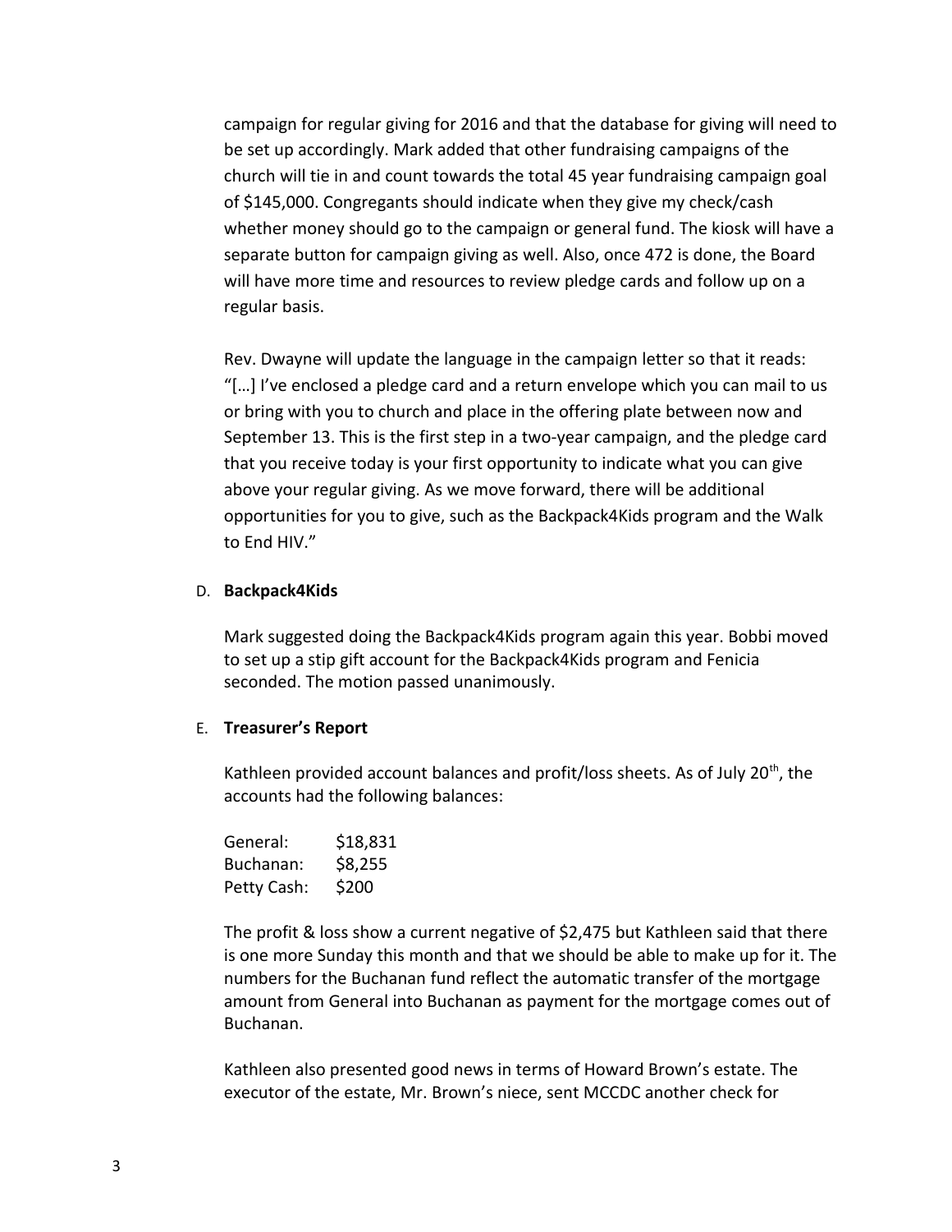campaign for regular giving for 2016 and that the database for giving will need to be set up accordingly. Mark added that other fundraising campaigns of the church will tie in and count towards the total 45 year fundraising campaign goal of $145,000. Congregants should indicate when they give my check/cash whether money should go to the campaign or general fund. The kiosk will have a separate button for campaign giving as well. Also, once 472 is done, the Board will have more time and resources to review pledge cards and follow up on a regular basis.

Rev. Dwayne will update the language in the campaign letter so that it reads: "[…] I've enclosed a pledge card and a return envelope which you can mail to us or bring with you to church and place in the offering plate between now and September 13. This is the first step in a two-year campaign, and the pledge card that you receive today is your first opportunity to indicate what you can give above your regular giving. As we move forward, there will be additional opportunities for you to give, such as the Backpack4Kids program and the Walk to End HIV."

D. **Backpack4Kids**

Mark suggested doing the Backpack4Kids program again this year. Bobbi moved to set up a stip gift account for the Backpack4Kids program and Fenicia seconded. The motion passed unanimously.

E. **Treasurer's Report**

Kathleen provided account balances and profit/loss sheets. As of July 20th, the accounts had the following balances:

| | |
|---|---|
| General: | $18,831 |
| Buchanan: | $8,255 |
| Petty Cash: | $200 |

The profit & loss show a current negative of $2,475 but Kathleen said that there is one more Sunday this month and that we should be able to make up for it. The numbers for the Buchanan fund reflect the automatic transfer of the mortgage amount from General into Buchanan as payment for the mortgage comes out of Buchanan.

Kathleen also presented good news in terms of Howard Brown's estate. The executor of the estate, Mr. Brown's niece, sent MCCDC another check for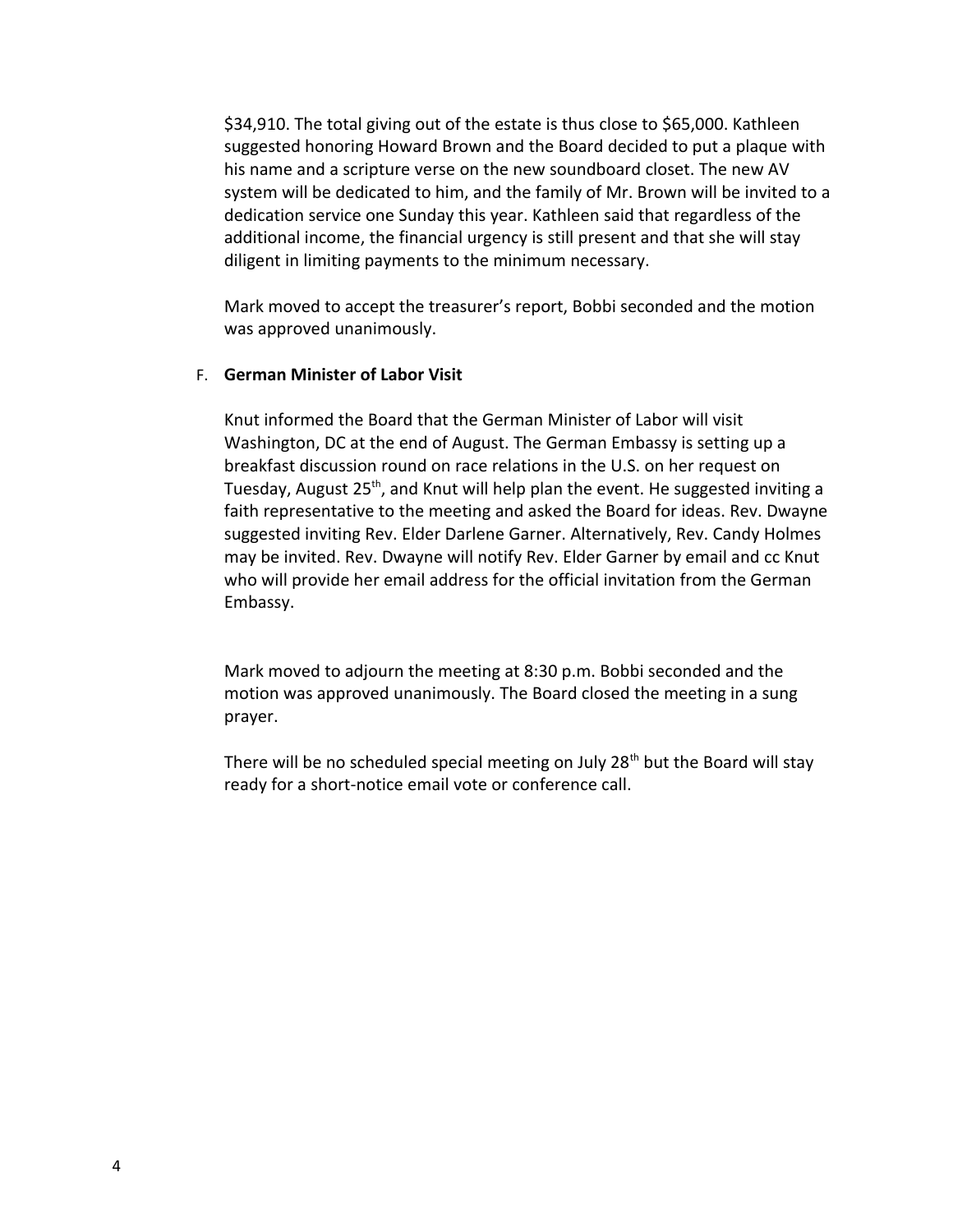$34,910. The total giving out of the estate is thus close to $65,000. Kathleen suggested honoring Howard Brown and the Board decided to put a plaque with his name and a scripture verse on the new soundboard closet. The new AV system will be dedicated to him, and the family of Mr. Brown will be invited to a dedication service one Sunday this year. Kathleen said that regardless of the additional income, the financial urgency is still present and that she will stay diligent in limiting payments to the minimum necessary.

Mark moved to accept the treasurer's report, Bobbi seconded and the motion was approved unanimously.

F. **German Minister of Labor Visit**

Knut informed the Board that the German Minister of Labor will visit Washington, DC at the end of August. The German Embassy is setting up a breakfast discussion round on race relations in the U.S. on her request on Tuesday, August 25th, and Knut will help plan the event. He suggested inviting a faith representative to the meeting and asked the Board for ideas. Rev. Dwayne suggested inviting Rev. Elder Darlene Garner. Alternatively, Rev. Candy Holmes may be invited. Rev. Dwayne will notify Rev. Elder Garner by email and cc Knut who will provide her email address for the official invitation from the German Embassy.

Mark moved to adjourn the meeting at 8:30 p.m. Bobbi seconded and the motion was approved unanimously. The Board closed the meeting in a sung prayer.

There will be no scheduled special meeting on July 28th but the Board will stay ready for a short-notice email vote or conference call.